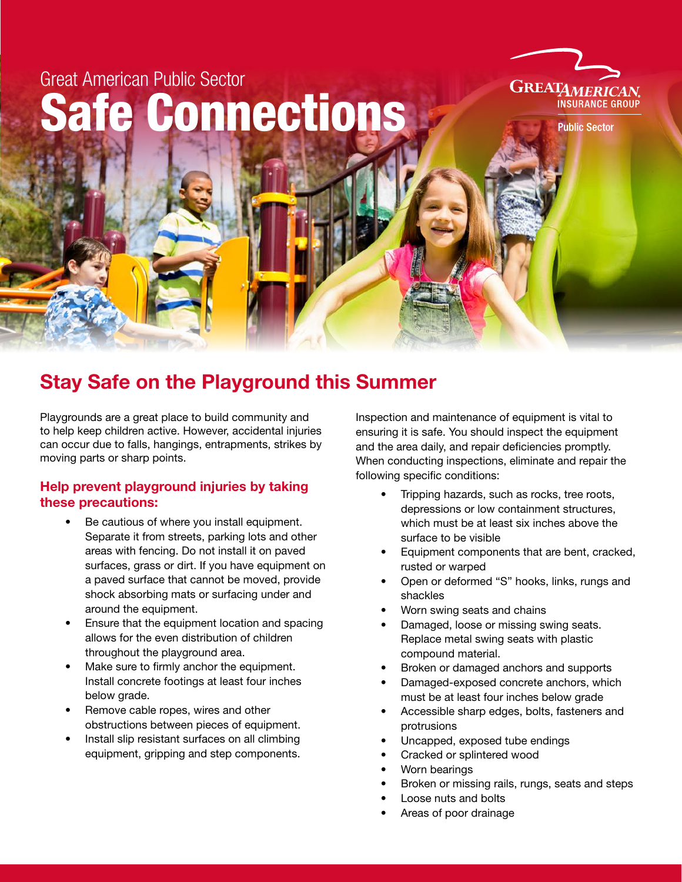Great American Public Sector

# Safe Connections

GREAT AMERICAN INSURANCE GROUP
Public Sector

## Stay Safe on the Playground this Summer

Playgrounds are a great place to build community and to help keep children active. However, accidental injuries can occur due to falls, hangings, entrapments, strikes by moving parts or sharp points.

### Help prevent playground injuries by taking these precautions:

- Be cautious of where you install equipment. Separate it from streets, parking lots and other areas with fencing. Do not install it on paved surfaces, grass or dirt. If you have equipment on a paved surface that cannot be moved, provide shock absorbing mats or surfacing under and around the equipment.
- Ensure that the equipment location and spacing allows for the even distribution of children throughout the playground area.
- Make sure to firmly anchor the equipment. Install concrete footings at least four inches below grade.
- Remove cable ropes, wires and other obstructions between pieces of equipment.
- Install slip resistant surfaces on all climbing equipment, gripping and step components.

Inspection and maintenance of equipment is vital to ensuring it is safe. You should inspect the equipment and the area daily, and repair deficiencies promptly. When conducting inspections, eliminate and repair the following specific conditions:

- Tripping hazards, such as rocks, tree roots, depressions or low containment structures, which must be at least six inches above the surface to be visible
- Equipment components that are bent, cracked, rusted or warped
- Open or deformed "S" hooks, links, rungs and shackles
- Worn swing seats and chains
- Damaged, loose or missing swing seats. Replace metal swing seats with plastic compound material.
- Broken or damaged anchors and supports
- Damaged-exposed concrete anchors, which must be at least four inches below grade
- Accessible sharp edges, bolts, fasteners and protrusions
- Uncapped, exposed tube endings
- Cracked or splintered wood
- Worn bearings
- Broken or missing rails, rungs, seats and steps
- Loose nuts and bolts
- Areas of poor drainage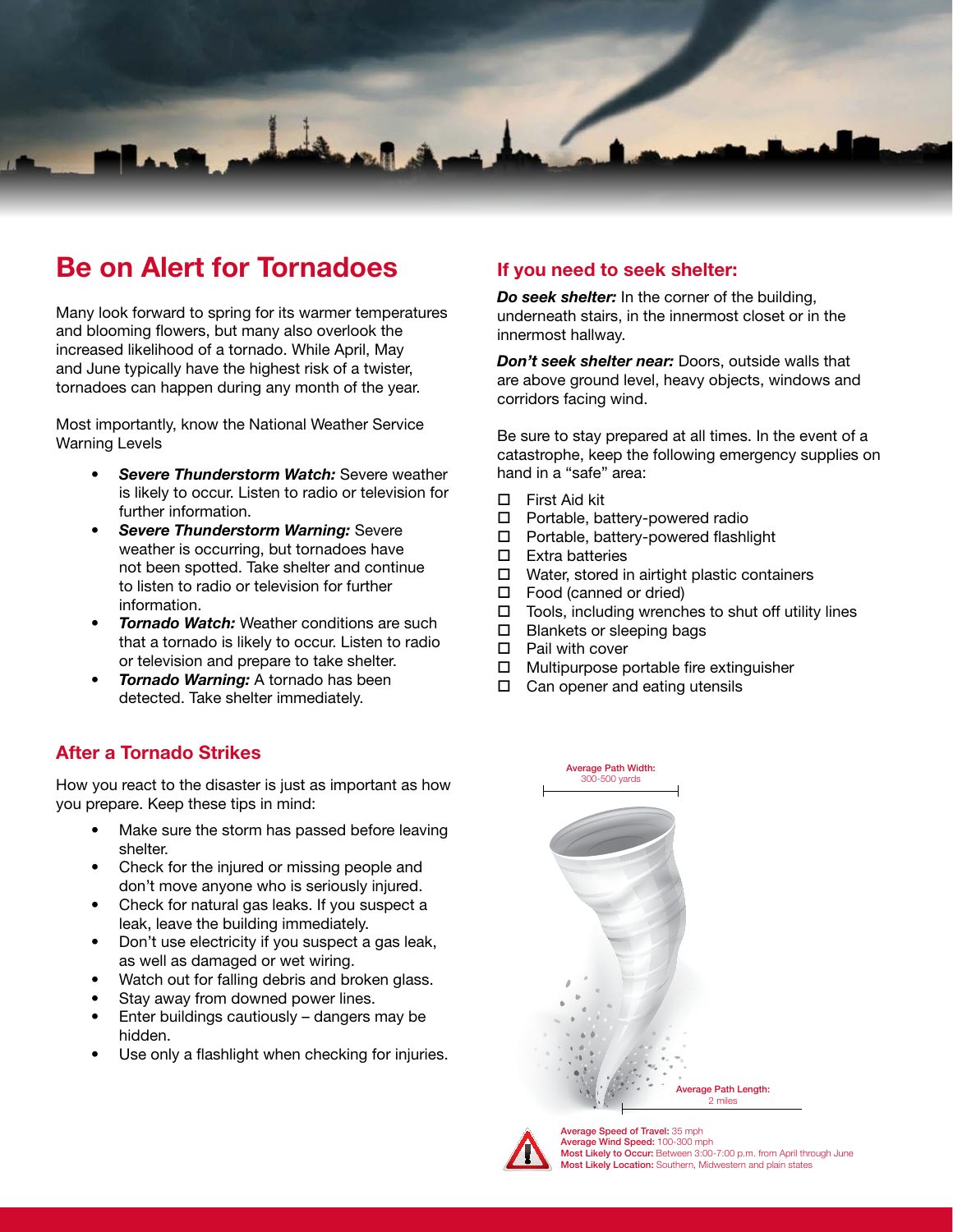# Be on Alert for Tornadoes

Many look forward to spring for its warmer temperatures and blooming flowers, but many also overlook the increased likelihood of a tornado. While April, May and June typically have the highest risk of a twister, tornadoes can happen during any month of the year.

Most importantly, know the National Weather Service Warning Levels

- ***Severe Thunderstorm Watch:*** Severe weather is likely to occur. Listen to radio or television for further information.
- ***Severe Thunderstorm Warning:*** Severe weather is occurring, but tornadoes have not been spotted. Take shelter and continue to listen to radio or television for further information.
- ***Tornado Watch:*** Weather conditions are such that a tornado is likely to occur. Listen to radio or television and prepare to take shelter.
- ***Tornado Warning:*** A tornado has been detected. Take shelter immediately.

## After a Tornado Strikes

How you react to the disaster is just as important as how you prepare. Keep these tips in mind:

- Make sure the storm has passed before leaving shelter.
- Check for the injured or missing people and don't move anyone who is seriously injured.
- Check for natural gas leaks. If you suspect a leak, leave the building immediately.
- Don't use electricity if you suspect a gas leak, as well as damaged or wet wiring.
- Watch out for falling debris and broken glass.
- Stay away from downed power lines.
- Enter buildings cautiously – dangers may be hidden.
- Use only a flashlight when checking for injuries.

## If you need to seek shelter:

***Do seek shelter:*** In the corner of the building, underneath stairs, in the innermost closet or in the innermost hallway.

***Don't seek shelter near:*** Doors, outside walls that are above ground level, heavy objects, windows and corridors facing wind.

Be sure to stay prepared at all times. In the event of a catastrophe, keep the following emergency supplies on hand in a "safe" area:

- ☐ First Aid kit
- ☐ Portable, battery-powered radio
- ☐ Portable, battery-powered flashlight
- ☐ Extra batteries
- ☐ Water, stored in airtight plastic containers
- ☐ Food (canned or dried)
- ☐ Tools, including wrenches to shut off utility lines
- ☐ Blankets or sleeping bags
- ☐ Pail with cover
- ☐ Multipurpose portable fire extinguisher
- ☐ Can opener and eating utensils

**Average Path Width:** 300-500 yards

**Average Path Length:** 2 miles

**Average Speed of Travel:** 35 mph
**Average Wind Speed:** 100-300 mph
**Most Likely to Occur:** Between 3:00-7:00 p.m. from April through June
**Most Likely Location:** Southern, Midwestern and plain states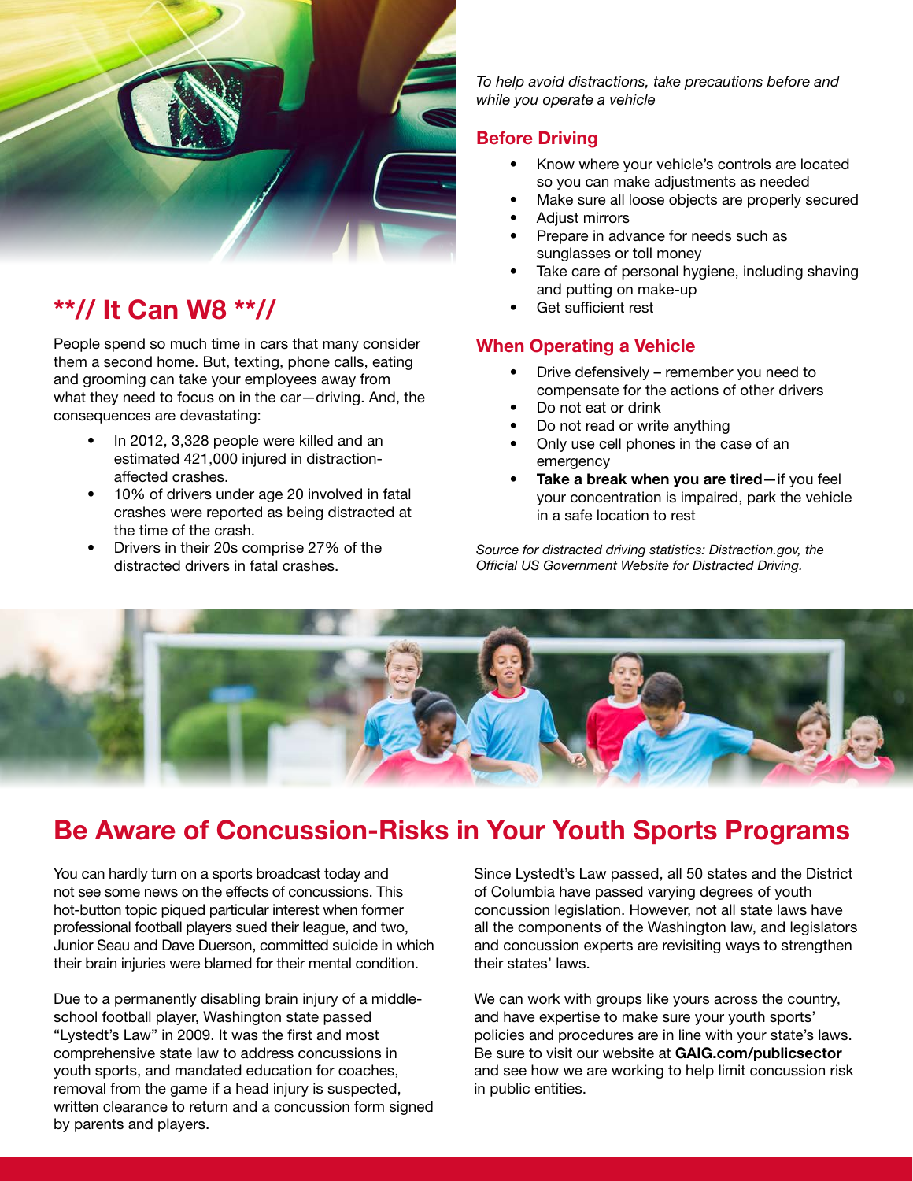## **// It Can W8 **//

People spend so much time in cars that many consider them a second home. But, texting, phone calls, eating and grooming can take your employees away from what they need to focus on in the car—driving. And, the consequences are devastating:

- In 2012, 3,328 people were killed and an estimated 421,000 injured in distraction-affected crashes.
- 10% of drivers under age 20 involved in fatal crashes were reported as being distracted at the time of the crash.
- Drivers in their 20s comprise 27% of the distracted drivers in fatal crashes.

*To help avoid distractions, take precautions before and while you operate a vehicle*

### Before Driving

- Know where your vehicle's controls are located so you can make adjustments as needed
- Make sure all loose objects are properly secured
- Adjust mirrors
- Prepare in advance for needs such as sunglasses or toll money
- Take care of personal hygiene, including shaving and putting on make-up
- Get sufficient rest

### When Operating a Vehicle

- Drive defensively – remember you need to compensate for the actions of other drivers
- Do not eat or drink
- Do not read or write anything
- Only use cell phones in the case of an emergency
- **Take a break when you are tired**—if you feel your concentration is impaired, park the vehicle in a safe location to rest

*Source for distracted driving statistics: Distraction.gov, the Official US Government Website for Distracted Driving.*

## Be Aware of Concussion-Risks in Your Youth Sports Programs

You can hardly turn on a sports broadcast today and not see some news on the effects of concussions. This hot-button topic piqued particular interest when former professional football players sued their league, and two, Junior Seau and Dave Duerson, committed suicide in which their brain injuries were blamed for their mental condition.

Due to a permanently disabling brain injury of a middle-school football player, Washington state passed "Lystedt's Law" in 2009. It was the first and most comprehensive state law to address concussions in youth sports, and mandated education for coaches, removal from the game if a head injury is suspected, written clearance to return and a concussion form signed by parents and players.

Since Lystedt's Law passed, all 50 states and the District of Columbia have passed varying degrees of youth concussion legislation. However, not all state laws have all the components of the Washington law, and legislators and concussion experts are revisiting ways to strengthen their states' laws.

We can work with groups like yours across the country, and have expertise to make sure your youth sports' policies and procedures are in line with your state's laws. Be sure to visit our website at **GAIG.com/publicsector** and see how we are working to help limit concussion risk in public entities.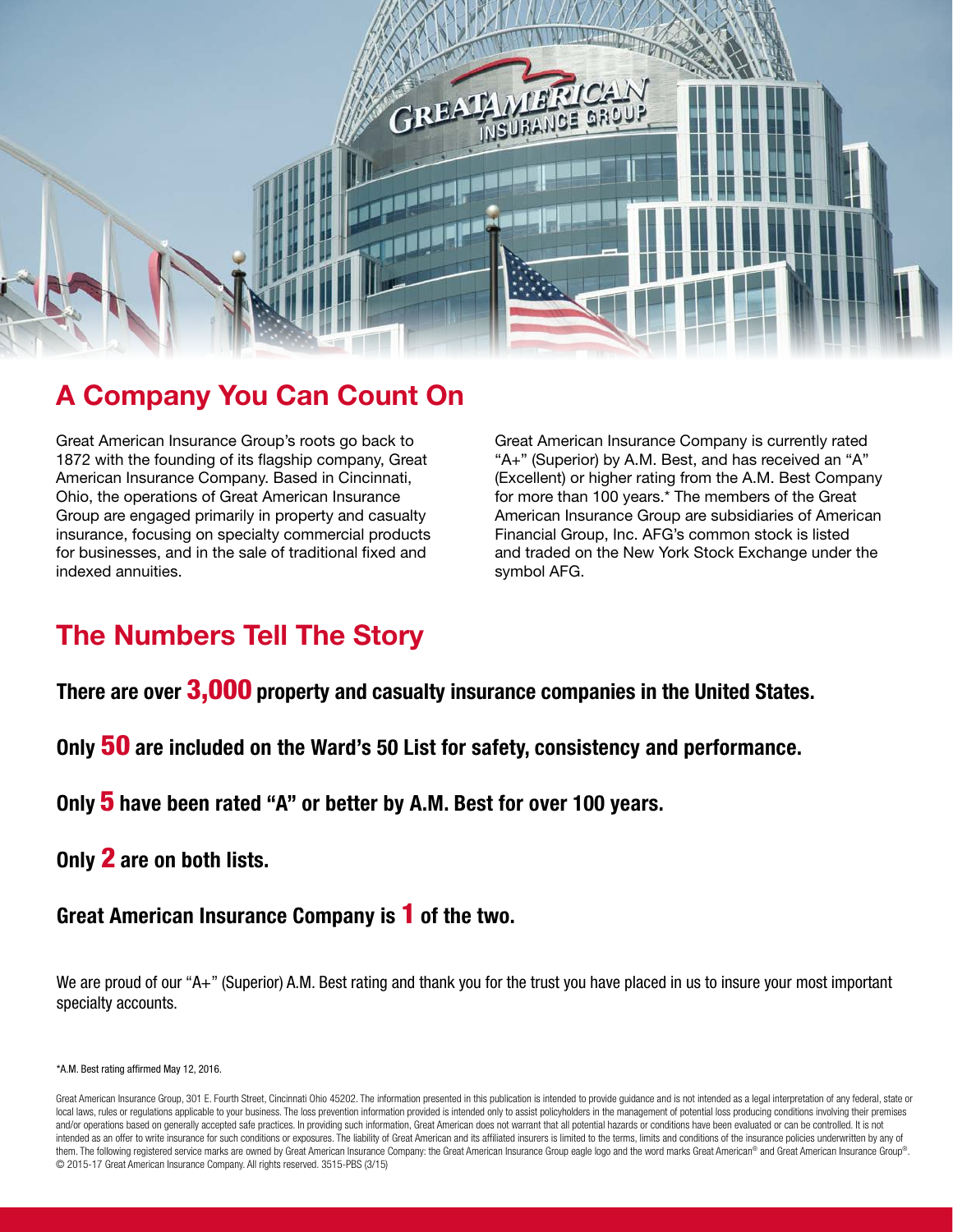## A Company You Can Count On

Great American Insurance Group's roots go back to 1872 with the founding of its flagship company, Great American Insurance Company. Based in Cincinnati, Ohio, the operations of Great American Insurance Group are engaged primarily in property and casualty insurance, focusing on specialty commercial products for businesses, and in the sale of traditional fixed and indexed annuities.

Great American Insurance Company is currently rated "A+" (Superior) by A.M. Best, and has received an "A" (Excellent) or higher rating from the A.M. Best Company for more than 100 years.* The members of the Great American Insurance Group are subsidiaries of American Financial Group, Inc. AFG's common stock is listed and traded on the New York Stock Exchange under the symbol AFG.

## The Numbers Tell The Story

**There are over 3,000 property and casualty insurance companies in the United States.**

**Only 50 are included on the Ward's 50 List for safety, consistency and performance.**

**Only 5 have been rated "A" or better by A.M. Best for over 100 years.**

**Only 2 are on both lists.**

**Great American Insurance Company is 1 of the two.**

We are proud of our "A+" (Superior) A.M. Best rating and thank you for the trust you have placed in us to insure your most important specialty accounts.

*A.M. Best rating affirmed May 12, 2016.

Great American Insurance Group, 301 E. Fourth Street, Cincinnati Ohio 45202. The information presented in this publication is intended to provide guidance and is not intended as a legal interpretation of any federal, state or local laws, rules or regulations applicable to your business. The loss prevention information provided is intended only to assist policyholders in the management of potential loss producing conditions involving their premises and/or operations based on generally accepted safe practices. In providing such information, Great American does not warrant that all potential hazards or conditions have been evaluated or can be controlled. It is not intended as an offer to write insurance for such conditions or exposures. The liability of Great American and its affiliated insurers is limited to the terms, limits and conditions of the insurance policies underwritten by any of them. The following registered service marks are owned by Great American Insurance Company: the Great American Insurance Group eagle logo and the word marks Great American® and Great American Insurance Group®. © 2015-17 Great American Insurance Company. All rights reserved. 3515-PBS (3/15)